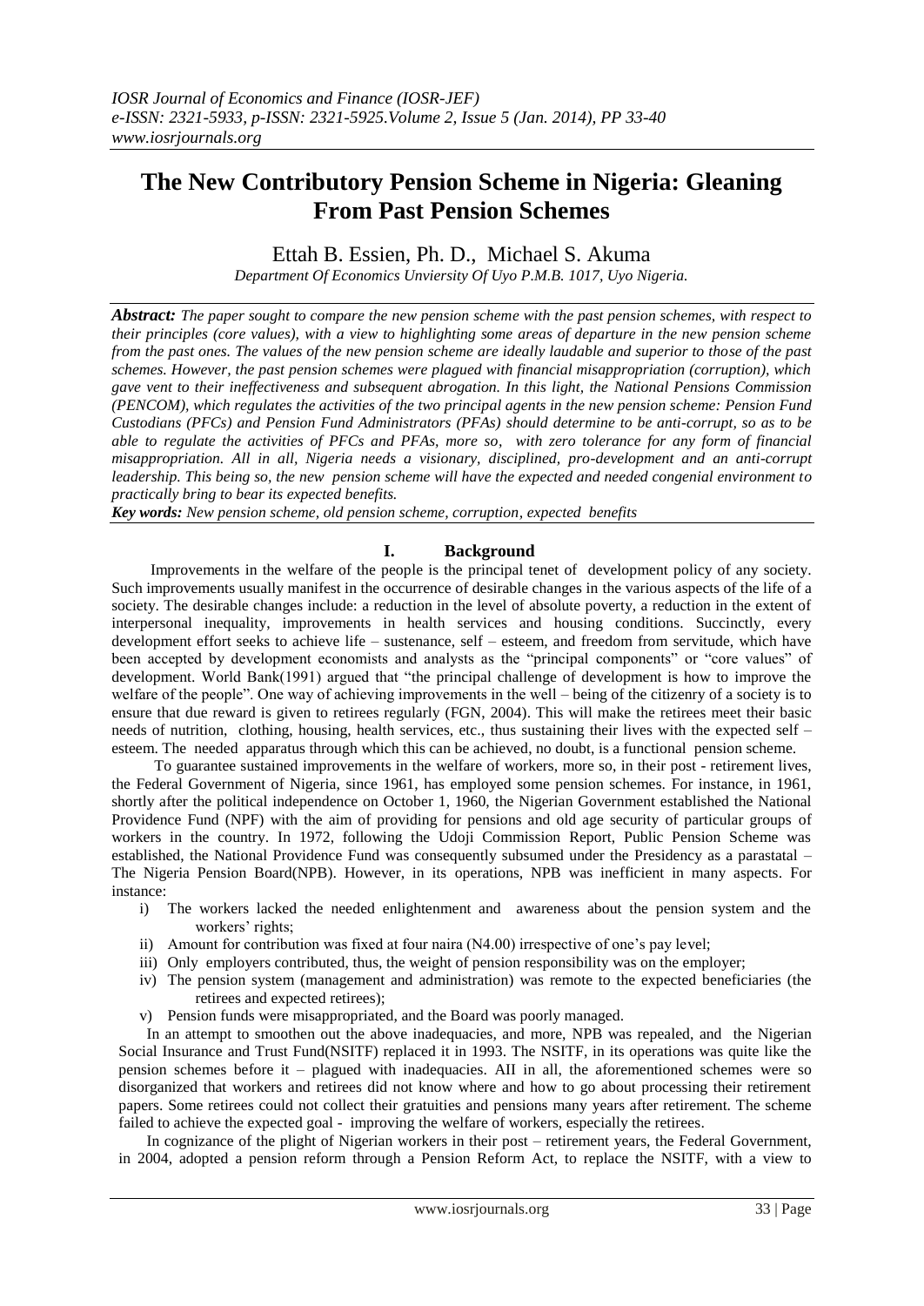# The New Contributory Pension Scheme in Nigeria: Gleaning From Past Pension Schemes

Ettah B. Essien, Ph. D., Michael S. Akuma

*Department Of Economics Unviersity Of Uyo P.M.B. 1017, Uyo Nigeria.*

***Abstract:*** *The paper sought to compare the new pension scheme with the past pension schemes, with respect to their principles (core values), with a view to highlighting some areas of departure in the new pension scheme from the past ones. The values of the new pension scheme are ideally laudable and superior to those of the past schemes. However, the past pension schemes were plagued with financial misappropriation (corruption), which gave vent to their ineffectiveness and subsequent abrogation. In this light, the National Pensions Commission (PENCOM), which regulates the activities of the two principal agents in the new pension scheme: Pension Fund Custodians (PFCs) and Pension Fund Administrators (PFAs) should determine to be anti-corrupt, so as to be able to regulate the activities of PFCs and PFAs, more so, with zero tolerance for any form of financial misappropriation. All in all, Nigeria needs a visionary, disciplined, pro-development and an anti-corrupt leadership. This being so, the new pension scheme will have the expected and needed congenial environment to practically bring to bear its expected benefits.*

***Key words:*** *New pension scheme, old pension scheme, corruption, expected benefits*

## I. Background

Improvements in the welfare of the people is the principal tenet of development policy of any society. Such improvements usually manifest in the occurrence of desirable changes in the various aspects of the life of a society. The desirable changes include: a reduction in the level of absolute poverty, a reduction in the extent of interpersonal inequality, improvements in health services and housing conditions. Succinctly, every development effort seeks to achieve life – sustenance, self – esteem, and freedom from servitude, which have been accepted by development economists and analysts as the "principal components" or "core values" of development. World Bank(1991) argued that "the principal challenge of development is how to improve the welfare of the people". One way of achieving improvements in the well – being of the citizenry of a society is to ensure that due reward is given to retirees regularly (FGN, 2004). This will make the retirees meet their basic needs of nutrition, clothing, housing, health services, etc., thus sustaining their lives with the expected self – esteem. The needed apparatus through which this can be achieved, no doubt, is a functional pension scheme.

To guarantee sustained improvements in the welfare of workers, more so, in their post - retirement lives, the Federal Government of Nigeria, since 1961, has employed some pension schemes. For instance, in 1961, shortly after the political independence on October 1, 1960, the Nigerian Government established the National Providence Fund (NPF) with the aim of providing for pensions and old age security of particular groups of workers in the country. In 1972, following the Udoji Commission Report, Public Pension Scheme was established, the National Providence Fund was consequently subsumed under the Presidency as a parastatal – The Nigeria Pension Board(NPB). However, in its operations, NPB was inefficient in many aspects. For instance:

i) The workers lacked the needed enlightenment and awareness about the pension system and the workers' rights;
ii) Amount for contribution was fixed at four naira (N4.00) irrespective of one's pay level;
iii) Only employers contributed, thus, the weight of pension responsibility was on the employer;
iv) The pension system (management and administration) was remote to the expected beneficiaries (the retirees and expected retirees);
v) Pension funds were misappropriated, and the Board was poorly managed.

In an attempt to smoothen out the above inadequacies, and more, NPB was repealed, and the Nigerian Social Insurance and Trust Fund(NSITF) replaced it in 1993. The NSITF, in its operations was quite like the pension schemes before it – plagued with inadequacies. AII in all, the aforementioned schemes were so disorganized that workers and retirees did not know where and how to go about processing their retirement papers. Some retirees could not collect their gratuities and pensions many years after retirement. The scheme failed to achieve the expected goal - improving the welfare of workers, especially the retirees.

In cognizance of the plight of Nigerian workers in their post – retirement years, the Federal Government, in 2004, adopted a pension reform through a Pension Reform Act, to replace the NSITF, with a view to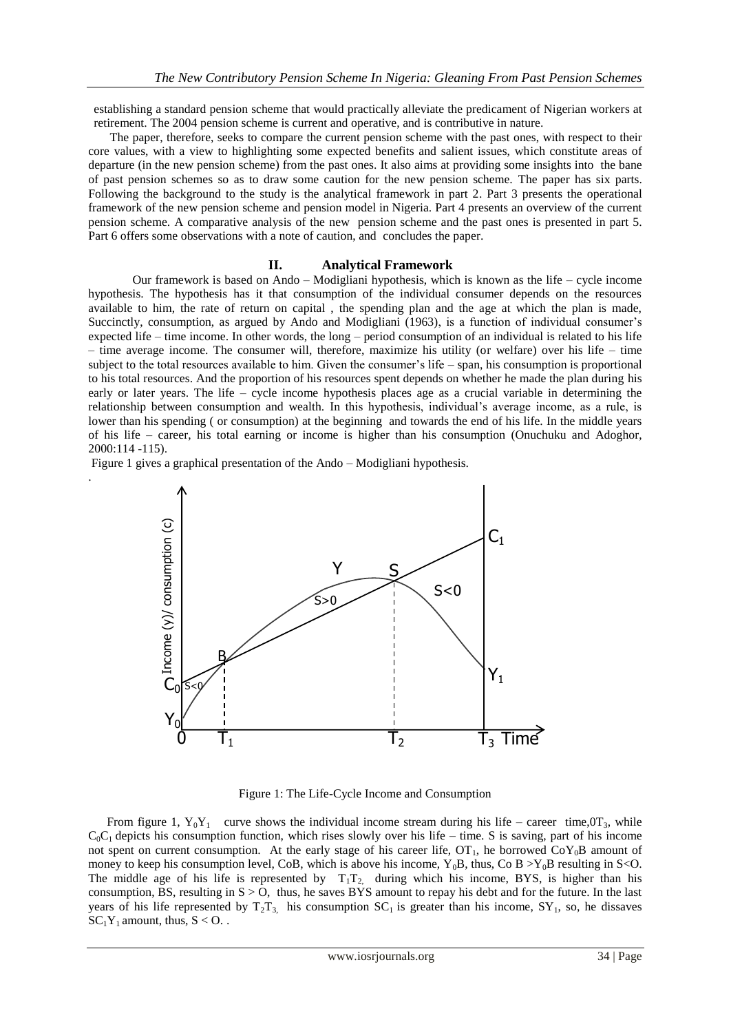establishing a standard pension scheme that would practically alleviate the predicament of Nigerian workers at retirement. The 2004 pension scheme is current and operative, and is contributive in nature.

The paper, therefore, seeks to compare the current pension scheme with the past ones, with respect to their core values, with a view to highlighting some expected benefits and salient issues, which constitute areas of departure (in the new pension scheme) from the past ones. It also aims at providing some insights into the bane of past pension schemes so as to draw some caution for the new pension scheme. The paper has six parts. Following the background to the study is the analytical framework in part 2. Part 3 presents the operational framework of the new pension scheme and pension model in Nigeria. Part 4 presents an overview of the current pension scheme. A comparative analysis of the new pension scheme and the past ones is presented in part 5. Part 6 offers some observations with a note of caution, and concludes the paper.

## II. Analytical Framework

Our framework is based on Ando – Modigliani hypothesis, which is known as the life – cycle income hypothesis. The hypothesis has it that consumption of the individual consumer depends on the resources available to him, the rate of return on capital , the spending plan and the age at which the plan is made, Succinctly, consumption, as argued by Ando and Modigliani (1963), is a function of individual consumer's expected life – time income. In other words, the long – period consumption of an individual is related to his life – time average income. The consumer will, therefore, maximize his utility (or welfare) over his life – time subject to the total resources available to him. Given the consumer's life – span, his consumption is proportional to his total resources. And the proportion of his resources spent depends on whether he made the plan during his early or later years. The life – cycle income hypothesis places age as a crucial variable in determining the relationship between consumption and wealth. In this hypothesis, individual's average income, as a rule, is lower than his spending ( or consumption) at the beginning and towards the end of his life. In the middle years of his life – career, his total earning or income is higher than his consumption (Onuchuku and Adoghor, 2000:114 -115).

Figure 1 gives a graphical presentation of the Ando – Modigliani hypothesis.

Figure 1: The Life-Cycle Income and Consumption

From figure 1, $Y_0Y_1$ curve shows the individual income stream during his life – career time,$0T_3$, while $C_0C_1$ depicts his consumption function, which rises slowly over his life – time. S is saving, part of his income not spent on current consumption. At the early stage of his career life, $OT_1$, he borrowed $CoY_0B$ amount of money to keep his consumption level, CoB, which is above his income, $Y_0B$, thus, $Co\,B > Y_0B$ resulting in S<O. The middle age of his life is represented by $T_1T_2$, during which his income, BYS, is higher than his consumption, BS, resulting in S > O, thus, he saves BYS amount to repay his debt and for the future. In the last years of his life represented by $T_2T_3$, his consumption $SC_1$ is greater than his income, $SY_1$, so, he dissaves $SC_1Y_1$ amount, thus, S < O. .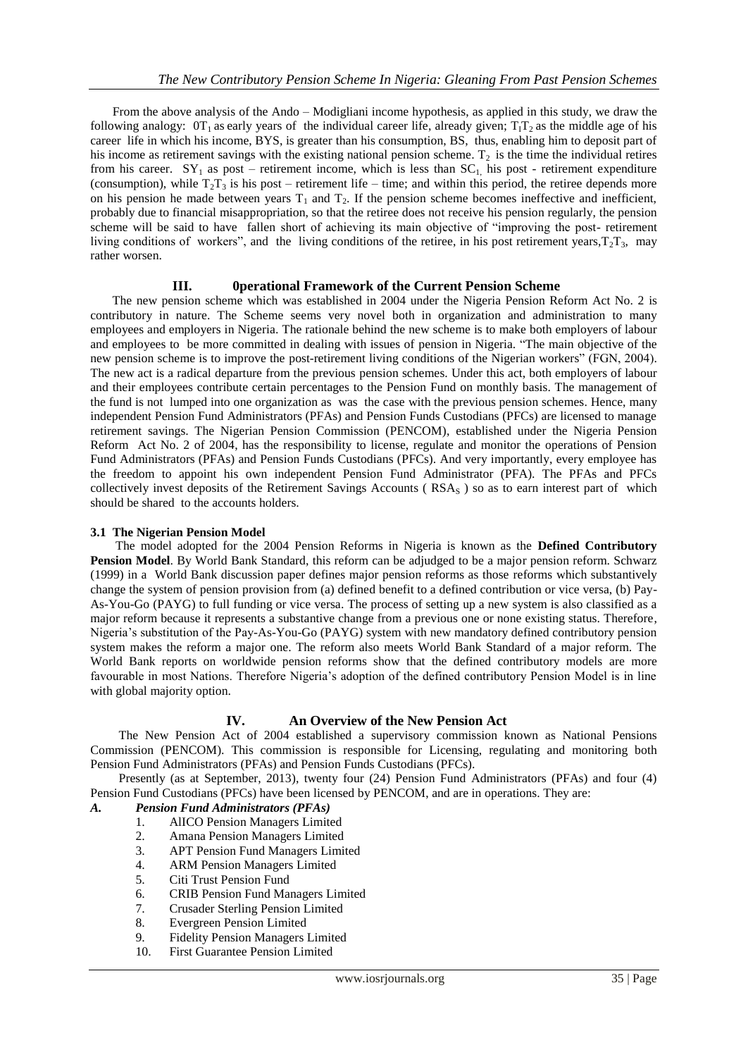From the above analysis of the Ando – Modigliani income hypothesis, as applied in this study, we draw the following analogy: $0T_1$ as early years of the individual career life, already given; $T_1T_2$ as the middle age of his career life in which his income, BYS, is greater than his consumption, BS, thus, enabling him to deposit part of his income as retirement savings with the existing national pension scheme. $T_2$ is the time the individual retires from his career. $SY_1$ as post – retirement income, which is less than $SC_1$, his post - retirement expenditure (consumption), while $T_2T_3$ is his post – retirement life – time; and within this period, the retiree depends more on his pension he made between years $T_1$ and $T_2$. If the pension scheme becomes ineffective and inefficient, probably due to financial misappropriation, so that the retiree does not receive his pension regularly, the pension scheme will be said to have fallen short of achieving its main objective of "improving the post- retirement living conditions of workers", and the living conditions of the retiree, in his post retirement years, $T_2T_3$, may rather worsen.

## III. 0perational Framework of the Current Pension Scheme

The new pension scheme which was established in 2004 under the Nigeria Pension Reform Act No. 2 is contributory in nature. The Scheme seems very novel both in organization and administration to many employees and employers in Nigeria. The rationale behind the new scheme is to make both employers of labour and employees to be more committed in dealing with issues of pension in Nigeria. "The main objective of the new pension scheme is to improve the post-retirement living conditions of the Nigerian workers" (FGN, 2004). The new act is a radical departure from the previous pension schemes. Under this act, both employers of labour and their employees contribute certain percentages to the Pension Fund on monthly basis. The management of the fund is not lumped into one organization as was the case with the previous pension schemes. Hence, many independent Pension Fund Administrators (PFAs) and Pension Funds Custodians (PFCs) are licensed to manage retirement savings. The Nigerian Pension Commission (PENCOM), established under the Nigeria Pension Reform Act No. 2 of 2004, has the responsibility to license, regulate and monitor the operations of Pension Fund Administrators (PFAs) and Pension Funds Custodians (PFCs). And very importantly, every employee has the freedom to appoint his own independent Pension Fund Administrator (PFA). The PFAs and PFCs collectively invest deposits of the Retirement Savings Accounts ( $RSA_S$ ) so as to earn interest part of which should be shared to the accounts holders.

### 3.1 The Nigerian Pension Model

The model adopted for the 2004 Pension Reforms in Nigeria is known as the **Defined Contributory Pension Model**. By World Bank Standard, this reform can be adjudged to be a major pension reform. Schwarz (1999) in a World Bank discussion paper defines major pension reforms as those reforms which substantively change the system of pension provision from (a) defined benefit to a defined contribution or vice versa, (b) Pay-As-You-Go (PAYG) to full funding or vice versa. The process of setting up a new system is also classified as a major reform because it represents a substantive change from a previous one or none existing status. Therefore, Nigeria's substitution of the Pay-As-You-Go (PAYG) system with new mandatory defined contributory pension system makes the reform a major one. The reform also meets World Bank Standard of a major reform. The World Bank reports on worldwide pension reforms show that the defined contributory models are more favourable in most Nations. Therefore Nigeria's adoption of the defined contributory Pension Model is in line with global majority option.

## IV. An Overview of the New Pension Act

The New Pension Act of 2004 established a supervisory commission known as National Pensions Commission (PENCOM). This commission is responsible for Licensing, regulating and monitoring both Pension Fund Administrators (PFAs) and Pension Funds Custodians (PFCs).

Presently (as at September, 2013), twenty four (24) Pension Fund Administrators (PFAs) and four (4) Pension Fund Custodians (PFCs) have been licensed by PENCOM, and are in operations. They are:

***A. Pension Fund Administrators (PFAs)***

1. AIICO Pension Managers Limited
2. Amana Pension Managers Limited
3. APT Pension Fund Managers Limited
4. ARM Pension Managers Limited
5. Citi Trust Pension Fund
6. CRIB Pension Fund Managers Limited
7. Crusader Sterling Pension Limited
8. Evergreen Pension Limited
9. Fidelity Pension Managers Limited
10. First Guarantee Pension Limited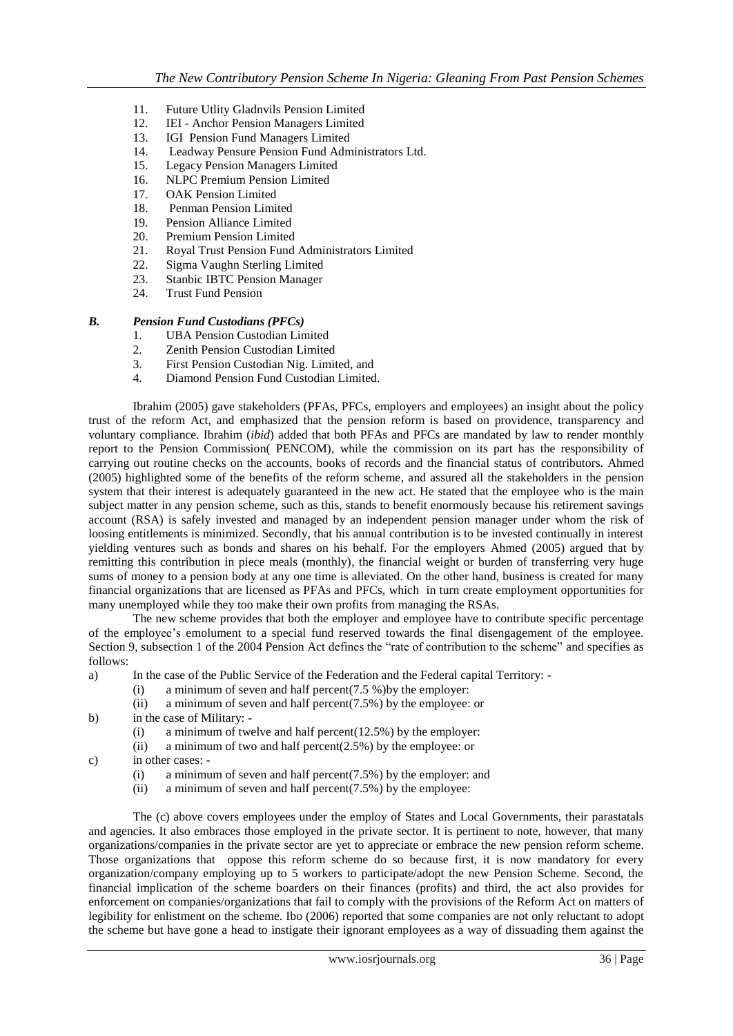11. Future Utlity Gladnvils Pension Limited
12. IEI - Anchor Pension Managers Limited
13. IGI Pension Fund Managers Limited
14. Leadway Pensure Pension Fund Administrators Ltd.
15. Legacy Pension Managers Limited
16. NLPC Premium Pension Limited
17. OAK Pension Limited
18. Penman Pension Limited
19. Pension Alliance Limited
20. Premium Pension Limited
21. Royal Trust Pension Fund Administrators Limited
22. Sigma Vaughn Sterling Limited
23. Stanbic IBTC Pension Manager
24. Trust Fund Pension

### *B. Pension Fund Custodians (PFCs)*

1. UBA Pension Custodian Limited
2. Zenith Pension Custodian Limited
3. First Pension Custodian Nig. Limited, and
4. Diamond Pension Fund Custodian Limited.

Ibrahim (2005) gave stakeholders (PFAs, PFCs, employers and employees) an insight about the policy trust of the reform Act, and emphasized that the pension reform is based on providence, transparency and voluntary compliance. Ibrahim (*ibid*) added that both PFAs and PFCs are mandated by law to render monthly report to the Pension Commission( PENCOM), while the commission on its part has the responsibility of carrying out routine checks on the accounts, books of records and the financial status of contributors. Ahmed (2005) highlighted some of the benefits of the reform scheme, and assured all the stakeholders in the pension system that their interest is adequately guaranteed in the new act. He stated that the employee who is the main subject matter in any pension scheme, such as this, stands to benefit enormously because his retirement savings account (RSA) is safely invested and managed by an independent pension manager under whom the risk of loosing entitlements is minimized. Secondly, that his annual contribution is to be invested continually in interest yielding ventures such as bonds and shares on his behalf. For the employers Ahmed (2005) argued that by remitting this contribution in piece meals (monthly), the financial weight or burden of transferring very huge sums of money to a pension body at any one time is alleviated. On the other hand, business is created for many financial organizations that are licensed as PFAs and PFCs, which in turn create employment opportunities for many unemployed while they too make their own profits from managing the RSAs.

The new scheme provides that both the employer and employee have to contribute specific percentage of the employee's emolument to a special fund reserved towards the final disengagement of the employee. Section 9, subsection 1 of the 2004 Pension Act defines the "rate of contribution to the scheme" and specifies as follows:

a) In the case of the Public Service of the Federation and the Federal capital Territory: -
   - (i) a minimum of seven and half percent(7.5 %)by the employer:
   - (ii) a minimum of seven and half percent(7.5%) by the employee: or
b) in the case of Military: -
   - (i) a minimum of twelve and half percent(12.5%) by the employer:
   - (ii) a minimum of two and half percent(2.5%) by the employee: or
c) in other cases: -
   - (i) a minimum of seven and half percent(7.5%) by the employer: and
   - (ii) a minimum of seven and half percent(7.5%) by the employee:

The (c) above covers employees under the employ of States and Local Governments, their parastatals and agencies. It also embraces those employed in the private sector. It is pertinent to note, however, that many organizations/companies in the private sector are yet to appreciate or embrace the new pension reform scheme. Those organizations that oppose this reform scheme do so because first, it is now mandatory for every organization/company employing up to 5 workers to participate/adopt the new Pension Scheme. Second, the financial implication of the scheme boarders on their finances (profits) and third, the act also provides for enforcement on companies/organizations that fail to comply with the provisions of the Reform Act on matters of legibility for enlistment on the scheme. Ibo (2006) reported that some companies are not only reluctant to adopt the scheme but have gone a head to instigate their ignorant employees as a way of dissuading them against the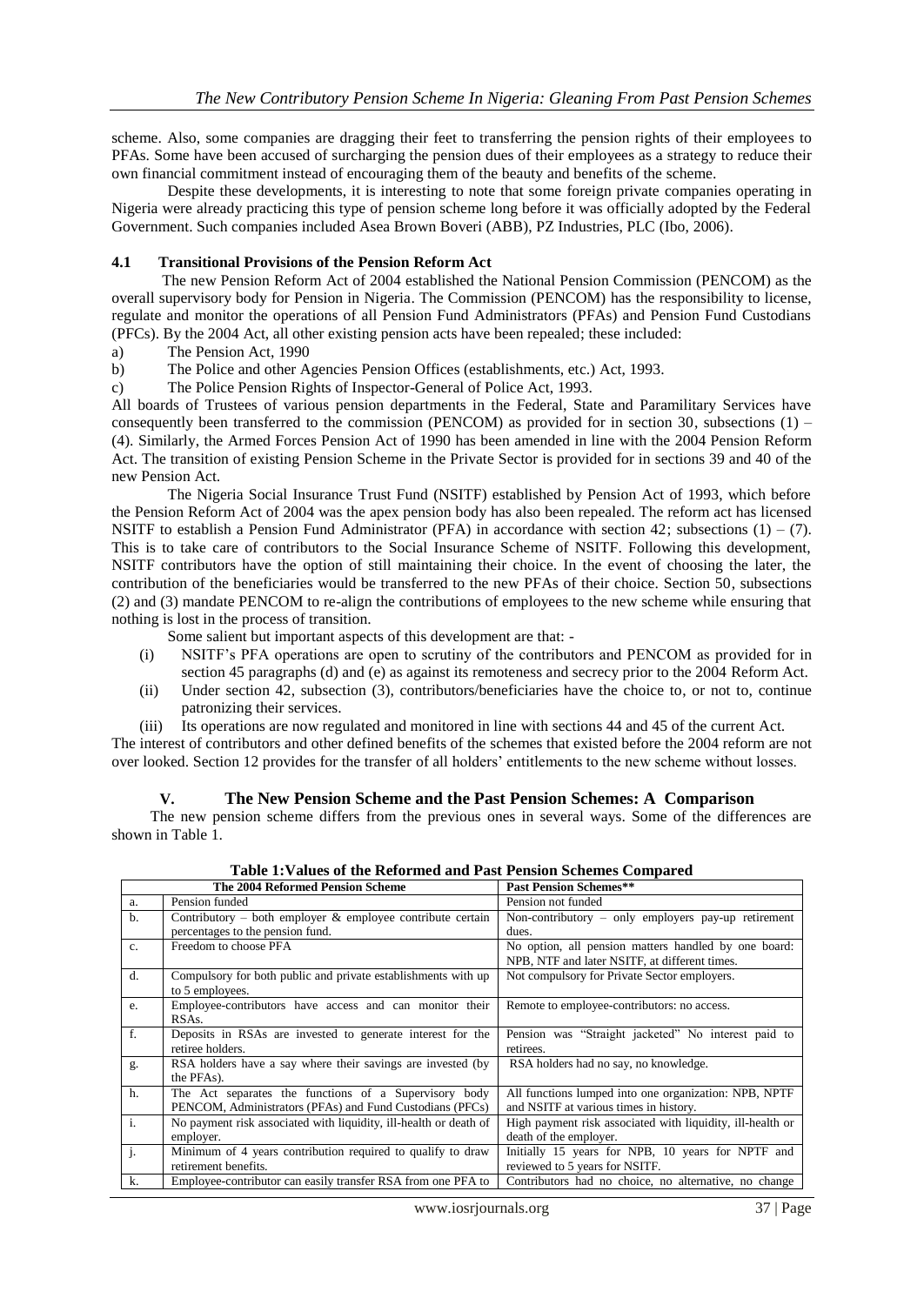scheme. Also, some companies are dragging their feet to transferring the pension rights of their employees to PFAs. Some have been accused of surcharging the pension dues of their employees as a strategy to reduce their own financial commitment instead of encouraging them of the beauty and benefits of the scheme.

Despite these developments, it is interesting to note that some foreign private companies operating in Nigeria were already practicing this type of pension scheme long before it was officially adopted by the Federal Government. Such companies included Asea Brown Boveri (ABB), PZ Industries, PLC (Ibo, 2006).

### 4.1 Transitional Provisions of the Pension Reform Act

The new Pension Reform Act of 2004 established the National Pension Commission (PENCOM) as the overall supervisory body for Pension in Nigeria. The Commission (PENCOM) has the responsibility to license, regulate and monitor the operations of all Pension Fund Administrators (PFAs) and Pension Fund Custodians (PFCs). By the 2004 Act, all other existing pension acts have been repealed; these included:

a) The Pension Act, 1990

b) The Police and other Agencies Pension Offices (establishments, etc.) Act, 1993.

c) The Police Pension Rights of Inspector-General of Police Act, 1993.

All boards of Trustees of various pension departments in the Federal, State and Paramilitary Services have consequently been transferred to the commission (PENCOM) as provided for in section 30, subsections (1) – (4). Similarly, the Armed Forces Pension Act of 1990 has been amended in line with the 2004 Pension Reform Act. The transition of existing Pension Scheme in the Private Sector is provided for in sections 39 and 40 of the new Pension Act.

The Nigeria Social Insurance Trust Fund (NSITF) established by Pension Act of 1993, which before the Pension Reform Act of 2004 was the apex pension body has also been repealed. The reform act has licensed NSITF to establish a Pension Fund Administrator (PFA) in accordance with section 42; subsections (1) – (7). This is to take care of contributors to the Social Insurance Scheme of NSITF. Following this development, NSITF contributors have the option of still maintaining their choice. In the event of choosing the later, the contribution of the beneficiaries would be transferred to the new PFAs of their choice. Section 50, subsections (2) and (3) mandate PENCOM to re-align the contributions of employees to the new scheme while ensuring that nothing is lost in the process of transition.

Some salient but important aspects of this development are that: -

(i) NSITF's PFA operations are open to scrutiny of the contributors and PENCOM as provided for in section 45 paragraphs (d) and (e) as against its remoteness and secrecy prior to the 2004 Reform Act.

(ii) Under section 42, subsection (3), contributors/beneficiaries have the choice to, or not to, continue patronizing their services.

(iii) Its operations are now regulated and monitored in line with sections 44 and 45 of the current Act.

The interest of contributors and other defined benefits of the schemes that existed before the 2004 reform are not over looked. Section 12 provides for the transfer of all holders' entitlements to the new scheme without losses.

## V. The New Pension Scheme and the Past Pension Schemes: A Comparison

The new pension scheme differs from the previous ones in several ways. Some of the differences are shown in Table 1.

**Table 1:Values of the Reformed and Past Pension Schemes Compared**

| | The 2004 Reformed Pension Scheme | Past Pension Schemes** |
|---|---|---|
| a. | Pension funded | Pension not funded |
| b. | Contributory – both employer & employee contribute certain percentages to the pension fund. | Non-contributory – only employers pay-up retirement dues. |
| c. | Freedom to choose PFA | No option, all pension matters handled by one board: NPB, NTF and later NSITF, at different times. |
| d. | Compulsory for both public and private establishments with up to 5 employees. | Not compulsory for Private Sector employers. |
| e. | Employee-contributors have access and can monitor their RSAs. | Remote to employee-contributors: no access. |
| f. | Deposits in RSAs are invested to generate interest for the retiree holders. | Pension was "Straight jacketed" No interest paid to retirees. |
| g. | RSA holders have a say where their savings are invested (by the PFAs). | RSA holders had no say, no knowledge. |
| h. | The Act separates the functions of a Supervisory body PENCOM, Administrators (PFAs) and Fund Custodians (PFCs) | All functions lumped into one organization: NPB, NPTF and NSITF at various times in history. |
| i. | No payment risk associated with liquidity, ill-health or death of employer. | High payment risk associated with liquidity, ill-health or death of the employer. |
| j. | Minimum of 4 years contribution required to qualify to draw retirement benefits. | Initially 15 years for NPB, 10 years for NPTF and reviewed to 5 years for NSITF. |
| k. | Employee-contributor can easily transfer RSA from one PFA to | Contributors had no choice, no alternative, no change |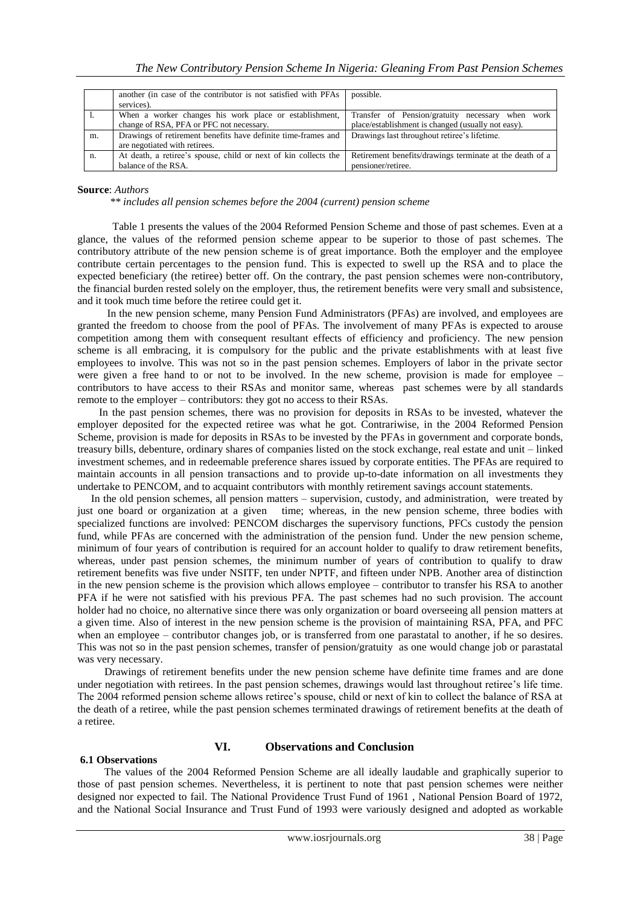|  | another (in case of the contributor is not satisfied with PFAs services). | possible. |
|---|---|---|
| l. | When a worker changes his work place or establishment, change of RSA, PFA or PFC not necessary. | Transfer of Pension/gratuity necessary when work place/establishment is changed (usually not easy). |
| m. | Drawings of retirement benefits have definite time-frames and are negotiated with retirees. | Drawings last throughout retiree's lifetime. |
| n. | At death, a retiree's spouse, child or next of kin collects the balance of the RSA. | Retirement benefits/drawings terminate at the death of a pensioner/retiree. |

**Source**: *Authors*

*\*\* includes all pension schemes before the 2004 (current) pension scheme*

Table 1 presents the values of the 2004 Reformed Pension Scheme and those of past schemes. Even at a glance, the values of the reformed pension scheme appear to be superior to those of past schemes. The contributory attribute of the new pension scheme is of great importance. Both the employer and the employee contribute certain percentages to the pension fund. This is expected to swell up the RSA and to place the expected beneficiary (the retiree) better off. On the contrary, the past pension schemes were non-contributory, the financial burden rested solely on the employer, thus, the retirement benefits were very small and subsistence, and it took much time before the retiree could get it.

In the new pension scheme, many Pension Fund Administrators (PFAs) are involved, and employees are granted the freedom to choose from the pool of PFAs. The involvement of many PFAs is expected to arouse competition among them with consequent resultant effects of efficiency and proficiency. The new pension scheme is all embracing, it is compulsory for the public and the private establishments with at least five employees to involve. This was not so in the past pension schemes. Employers of labor in the private sector were given a free hand to or not to be involved. In the new scheme, provision is made for employee – contributors to have access to their RSAs and monitor same, whereas past schemes were by all standards remote to the employer – contributors: they got no access to their RSAs.

In the past pension schemes, there was no provision for deposits in RSAs to be invested, whatever the employer deposited for the expected retiree was what he got. Contrariwise, in the 2004 Reformed Pension Scheme, provision is made for deposits in RSAs to be invested by the PFAs in government and corporate bonds, treasury bills, debenture, ordinary shares of companies listed on the stock exchange, real estate and unit – linked investment schemes, and in redeemable preference shares issued by corporate entities. The PFAs are required to maintain accounts in all pension transactions and to provide up-to-date information on all investments they undertake to PENCOM, and to acquaint contributors with monthly retirement savings account statements.

In the old pension schemes, all pension matters – supervision, custody, and administration, were treated by just one board or organization at a given time; whereas, in the new pension scheme, three bodies with specialized functions are involved: PENCOM discharges the supervisory functions, PFCs custody the pension fund, while PFAs are concerned with the administration of the pension fund. Under the new pension scheme, minimum of four years of contribution is required for an account holder to qualify to draw retirement benefits, whereas, under past pension schemes, the minimum number of years of contribution to qualify to draw retirement benefits was five under NSITF, ten under NPTF, and fifteen under NPB. Another area of distinction in the new pension scheme is the provision which allows employee – contributor to transfer his RSA to another PFA if he were not satisfied with his previous PFA. The past schemes had no such provision. The account holder had no choice, no alternative since there was only organization or board overseeing all pension matters at a given time. Also of interest in the new pension scheme is the provision of maintaining RSA, PFA, and PFC when an employee – contributor changes job, or is transferred from one parastatal to another, if he so desires. This was not so in the past pension schemes, transfer of pension/gratuity as one would change job or parastatal was very necessary.

Drawings of retirement benefits under the new pension scheme have definite time frames and are done under negotiation with retirees. In the past pension schemes, drawings would last throughout retiree's life time. The 2004 reformed pension scheme allows retiree's spouse, child or next of kin to collect the balance of RSA at the death of a retiree, while the past pension schemes terminated drawings of retirement benefits at the death of a retiree.

## VI. Observations and Conclusion

### 6.1 Observations

The values of the 2004 Reformed Pension Scheme are all ideally laudable and graphically superior to those of past pension schemes. Nevertheless, it is pertinent to note that past pension schemes were neither designed nor expected to fail. The National Providence Trust Fund of 1961 , National Pension Board of 1972, and the National Social Insurance and Trust Fund of 1993 were variously designed and adopted as workable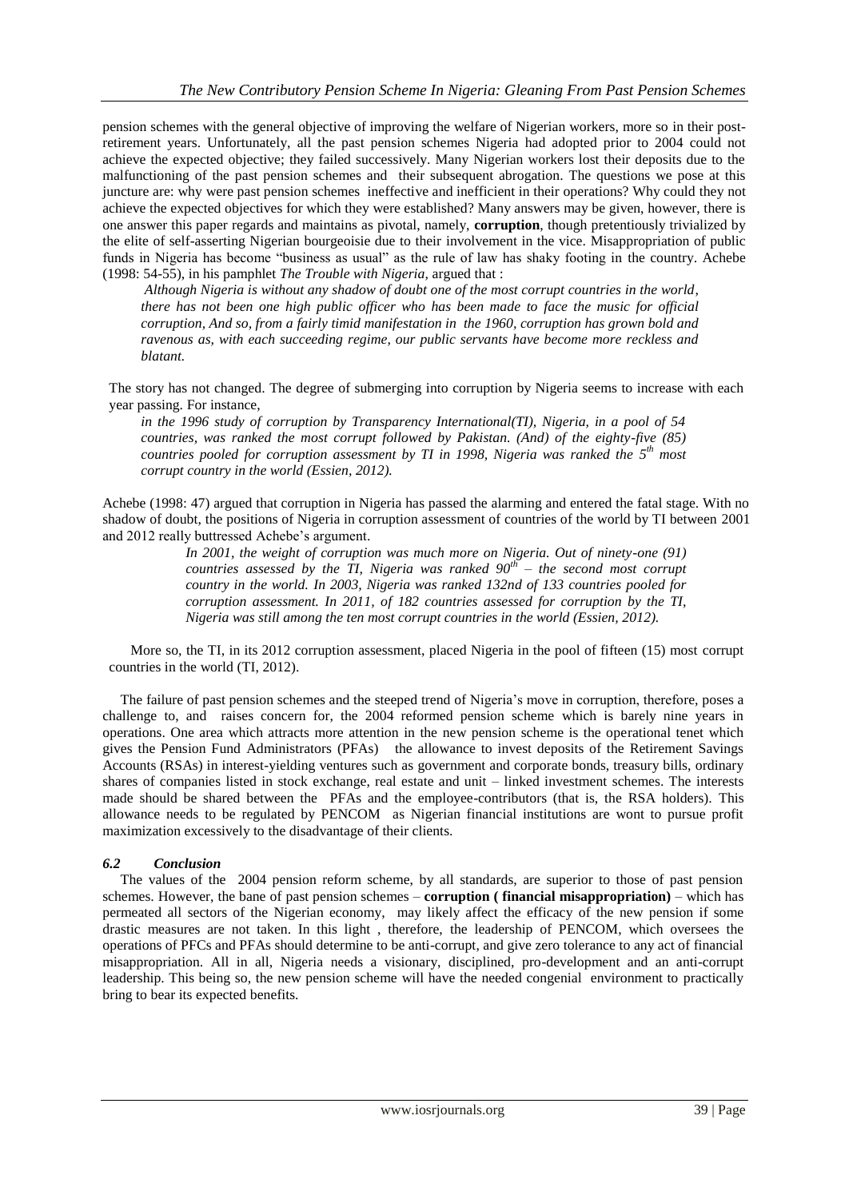pension schemes with the general objective of improving the welfare of Nigerian workers, more so in their post-retirement years. Unfortunately, all the past pension schemes Nigeria had adopted prior to 2004 could not achieve the expected objective; they failed successively. Many Nigerian workers lost their deposits due to the malfunctioning of the past pension schemes and their subsequent abrogation. The questions we pose at this juncture are: why were past pension schemes ineffective and inefficient in their operations? Why could they not achieve the expected objectives for which they were established? Many answers may be given, however, there is one answer this paper regards and maintains as pivotal, namely, **corruption**, though pretentiously trivialized by the elite of self-asserting Nigerian bourgeoisie due to their involvement in the vice. Misappropriation of public funds in Nigeria has become "business as usual" as the rule of law has shaky footing in the country. Achebe (1998: 54-55), in his pamphlet *The Trouble with Nigeria,* argued that :

> *Although Nigeria is without any shadow of doubt one of the most corrupt countries in the world, there has not been one high public officer who has been made to face the music for official corruption, And so, from a fairly timid manifestation in the 1960, corruption has grown bold and ravenous as, with each succeeding regime, our public servants have become more reckless and blatant.*

The story has not changed. The degree of submerging into corruption by Nigeria seems to increase with each year passing. For instance,

> *in the 1996 study of corruption by Transparency International(TI), Nigeria, in a pool of 54 countries, was ranked the most corrupt followed by Pakistan. (And) of the eighty-five (85) countries pooled for corruption assessment by TI in 1998, Nigeria was ranked the 5th most corrupt country in the world (Essien, 2012).*

Achebe (1998: 47) argued that corruption in Nigeria has passed the alarming and entered the fatal stage. With no shadow of doubt, the positions of Nigeria in corruption assessment of countries of the world by TI between 2001 and 2012 really buttressed Achebe's argument.

> *In 2001, the weight of corruption was much more on Nigeria. Out of ninety-one (91) countries assessed by the TI, Nigeria was ranked 90th – the second most corrupt country in the world. In 2003, Nigeria was ranked 132nd of 133 countries pooled for corruption assessment. In 2011, of 182 countries assessed for corruption by the TI, Nigeria was still among the ten most corrupt countries in the world (Essien, 2012).*

More so, the TI, in its 2012 corruption assessment, placed Nigeria in the pool of fifteen (15) most corrupt countries in the world (TI, 2012).

The failure of past pension schemes and the steeped trend of Nigeria's move in corruption, therefore, poses a challenge to, and raises concern for, the 2004 reformed pension scheme which is barely nine years in operations. One area which attracts more attention in the new pension scheme is the operational tenet which gives the Pension Fund Administrators (PFAs) the allowance to invest deposits of the Retirement Savings Accounts (RSAs) in interest-yielding ventures such as government and corporate bonds, treasury bills, ordinary shares of companies listed in stock exchange, real estate and unit – linked investment schemes. The interests made should be shared between the PFAs and the employee-contributors (that is, the RSA holders). This allowance needs to be regulated by PENCOM as Nigerian financial institutions are wont to pursue profit maximization excessively to the disadvantage of their clients.

### *6.2 Conclusion*

The values of the 2004 pension reform scheme, by all standards, are superior to those of past pension schemes. However, the bane of past pension schemes – **corruption ( financial misappropriation)** – which has permeated all sectors of the Nigerian economy, may likely affect the efficacy of the new pension if some drastic measures are not taken. In this light , therefore, the leadership of PENCOM, which oversees the operations of PFCs and PFAs should determine to be anti-corrupt, and give zero tolerance to any act of financial misappropriation. All in all, Nigeria needs a visionary, disciplined, pro-development and an anti-corrupt leadership. This being so, the new pension scheme will have the needed congenial environment to practically bring to bear its expected benefits.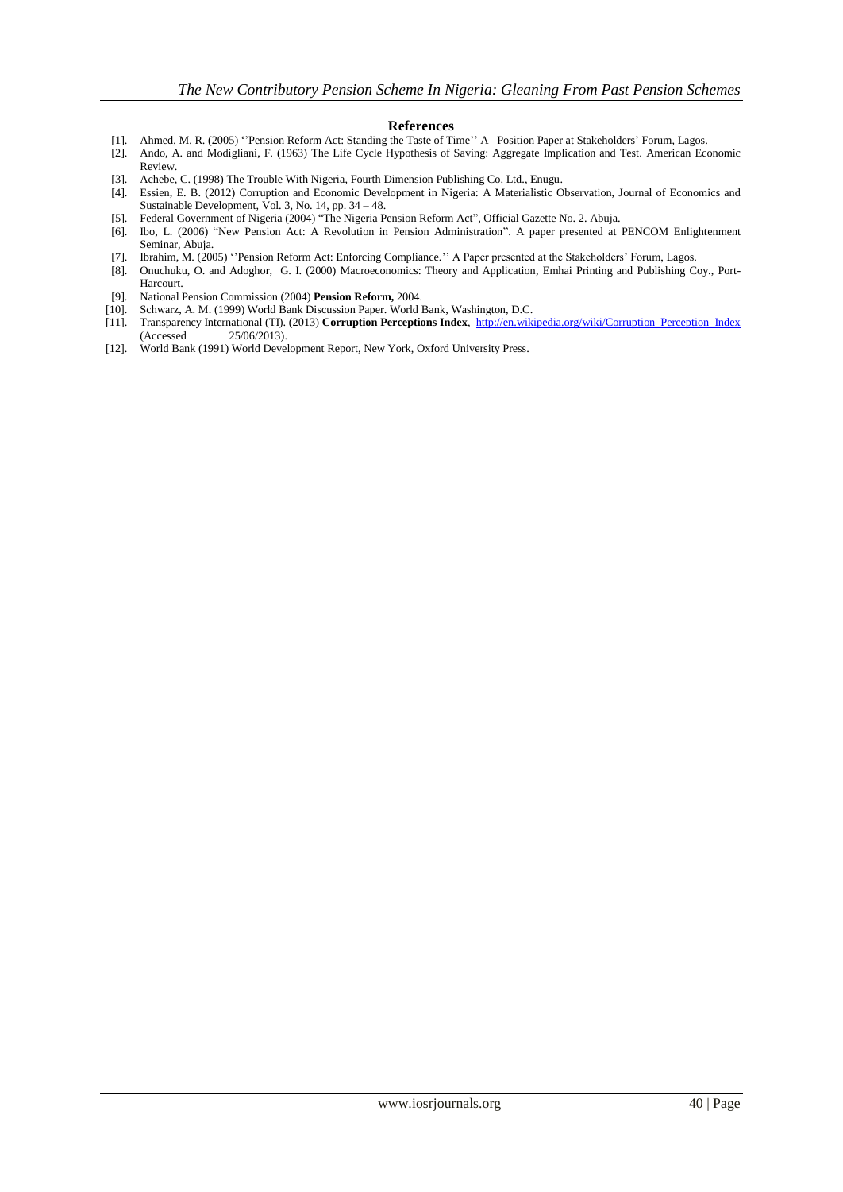## References

[1]. Ahmed, M. R. (2005) ''Pension Reform Act: Standing the Taste of Time'' A Position Paper at Stakeholders' Forum, Lagos.

[2]. Ando, A. and Modigliani, F. (1963) The Life Cycle Hypothesis of Saving: Aggregate Implication and Test. American Economic Review.

[3]. Achebe, C. (1998) The Trouble With Nigeria, Fourth Dimension Publishing Co. Ltd., Enugu.

[4]. Essien, E. B. (2012) Corruption and Economic Development in Nigeria: A Materialistic Observation, Journal of Economics and Sustainable Development, Vol. 3, No. 14, pp. 34 – 48.

[5]. Federal Government of Nigeria (2004) "The Nigeria Pension Reform Act", Official Gazette No. 2. Abuja.

[6]. Ibo, L. (2006) "New Pension Act: A Revolution in Pension Administration". A paper presented at PENCOM Enlightenment Seminar, Abuja.

[7]. Ibrahim, M. (2005) ''Pension Reform Act: Enforcing Compliance.'' A Paper presented at the Stakeholders' Forum, Lagos.

[8]. Onuchuku, O. and Adoghor, G. I. (2000) Macroeconomics: Theory and Application, Emhai Printing and Publishing Coy., Port-Harcourt.

[9]. National Pension Commission (2004) **Pension Reform,** 2004.

[10]. Schwarz, A. M. (1999) World Bank Discussion Paper. World Bank, Washington, D.C.

[11]. Transparency International (TI). (2013) **Corruption Perceptions Index**, http://en.wikipedia.org/wiki/Corruption_Perception_Index (Accessed 25/06/2013).

[12]. World Bank (1991) World Development Report, New York, Oxford University Press.